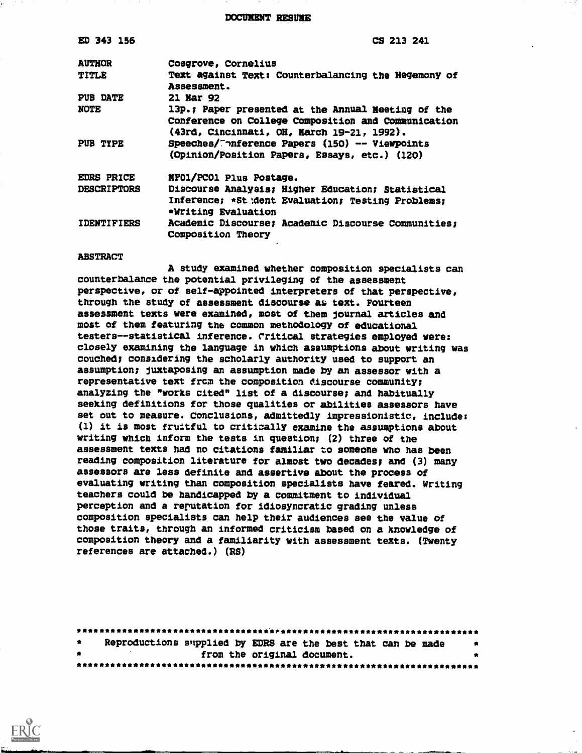# DOCUMENT RESUME

| | |
|---|---|
| ED 343 156 | CS 213 241 |
| AUTHOR | Cosgrove, Cornelius |
| TITLE | Text against Text: Counterbalancing the Hegemony of Assessment. |
| PUB DATE | 21 Mar 92 |
| NOTE | 13p.; Paper presented at the Annual Meeting of the Conference on College Composition and Communication (43rd, Cincinnati, OH, March 19-21, 1992). |
| PUB TYPE | Speeches/Conference Papers (150) -- Viewpoints (Opinion/Position Papers, Essays, etc.) (120) |
| EDRS PRICE | MF01/PC01 Plus Postage. |
| DESCRIPTORS | Discourse Analysis; Higher Education; Statistical Inference; *Student Evaluation; Testing Problems; *Writing Evaluation |
| IDENTIFIERS | Academic Discourse; Academic Discourse Communities; Composition Theory |

## ABSTRACT

A study examined whether composition specialists can counterbalance the potential privileging of the assessment perspective, or of self-appointed interpreters of that perspective, through the study of assessment discourse as text. Fourteen assessment texts were examined, most of them journal articles and most of them featuring the common methodology of educational testers--statistical inference. Critical strategies employed were: closely examining the language in which assumptions about writing was couched; considering the scholarly authority used to support an assumption; juxtaposing an assumption made by an assessor with a representative text from the composition discourse community; analyzing the "works cited" list of a discourse; and habitually seeking definitions for those qualities or abilities assessors have set out to measure. Conclusions, admittedly impressionistic, include: (1) it is most fruitful to critically examine the assumptions about writing which inform the tests in question; (2) three of the assessment texts had no citations familiar to someone who has been reading composition literature for almost two decades; and (3) many assessors are less definite and assertive about the process of evaluating writing than composition specialists have feared. Writing teachers could be handicapped by a commitment to individual perception and a reputation for idiosyncratic grading unless composition specialists can help their audiences see the value of those traits, through an informed criticism based on a knowledge of composition theory and a familiarity with assessment texts. (Twenty references are attached.) (RS)

---

Reproductions supplied by EDRS are the best that can be made from the original document.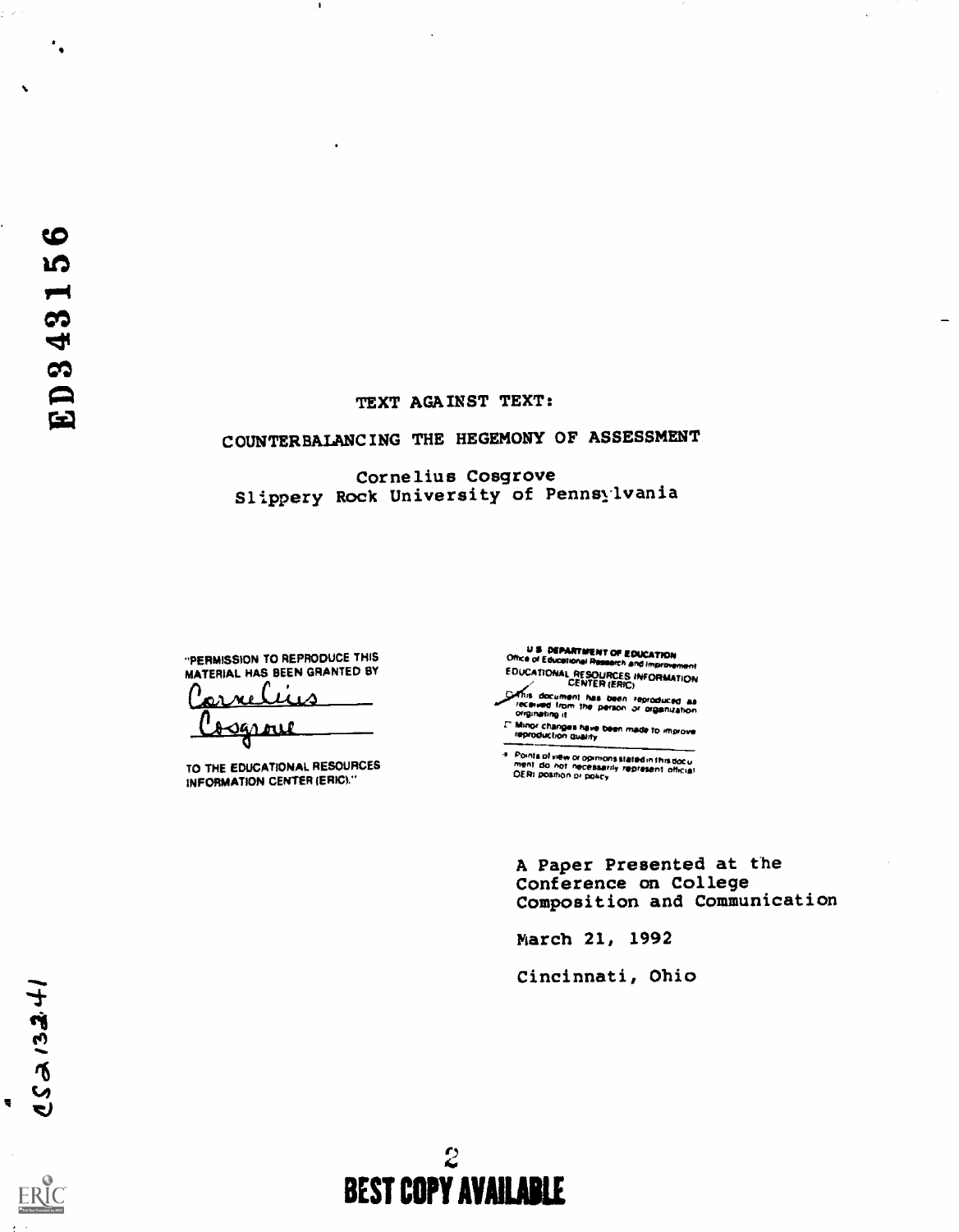# TEXT AGAINST TEXT:

## COUNTERBALANCING THE HEGEMONY OF ASSESSMENT

Cornelius Cosgrove
Slippery Rock University of Pennsylvania

"PERMISSION TO REPRODUCE THIS MATERIAL HAS BEEN GRANTED BY
Cornelius Cosgrove
TO THE EDUCATIONAL RESOURCES INFORMATION CENTER (ERIC)."

U.S. DEPARTMENT OF EDUCATION
Office of Educational Research and Improvement
EDUCATIONAL RESOURCES INFORMATION CENTER (ERIC)

This document has been reproduced as received from the person or organization originating it.

Minor changes have been made to improve reproduction quality.

Points of view or opinions stated in this document do not necessarily represent official OERI position or policy.

A Paper Presented at the Conference on College Composition and Communication

March 21, 1992

Cincinnati, Ohio

BEST COPY AVAILABLE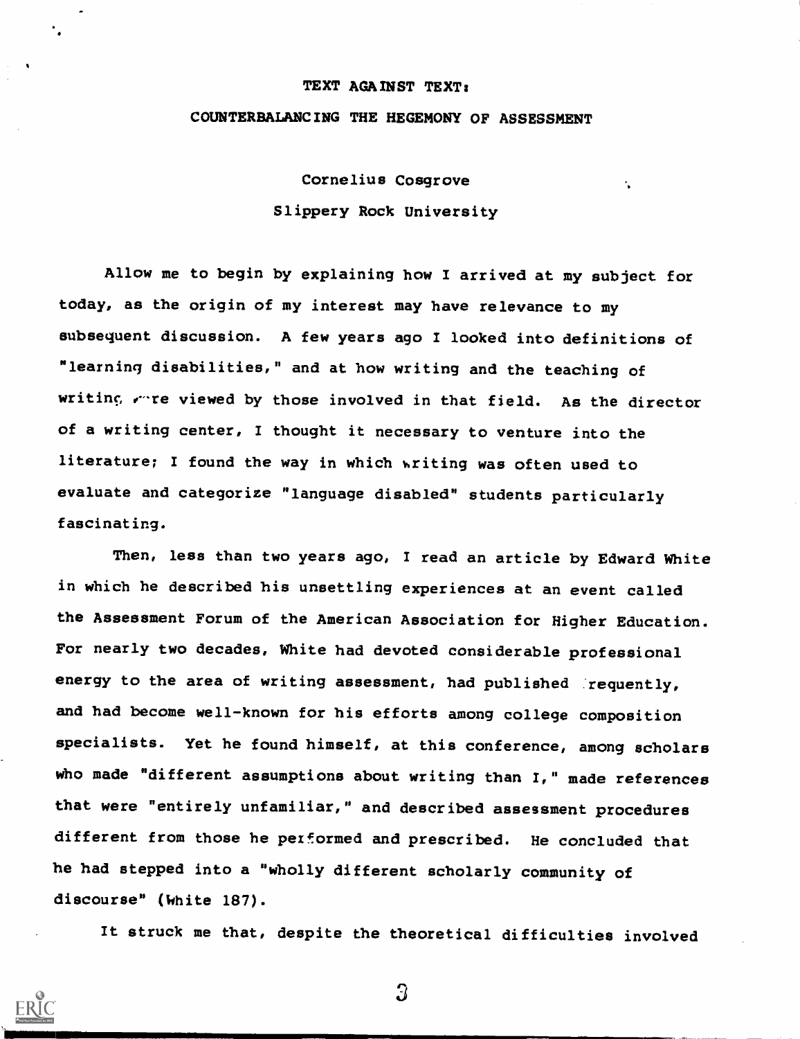# TEXT AGAINST TEXT:

## COUNTERBALANCING THE HEGEMONY OF ASSESSMENT

Cornelius Cosgrove

Slippery Rock University

Allow me to begin by explaining how I arrived at my subject for today, as the origin of my interest may have relevance to my subsequent discussion. A few years ago I looked into definitions of "learning disabilities," and at how writing and the teaching of writing were viewed by those involved in that field. As the director of a writing center, I thought it necessary to venture into the literature; I found the way in which writing was often used to evaluate and categorize "language disabled" students particularly fascinating.

Then, less than two years ago, I read an article by Edward White in which he described his unsettling experiences at an event called the Assessment Forum of the American Association for Higher Education. For nearly two decades, White had devoted considerable professional energy to the area of writing assessment, had published frequently, and had become well-known for his efforts among college composition specialists. Yet he found himself, at this conference, among scholars who made "different assumptions about writing than I," made references that were "entirely unfamiliar," and described assessment procedures different from those he performed and prescribed. He concluded that he had stepped into a "wholly different scholarly community of discourse" (White 187).

It struck me that, despite the theoretical difficulties involved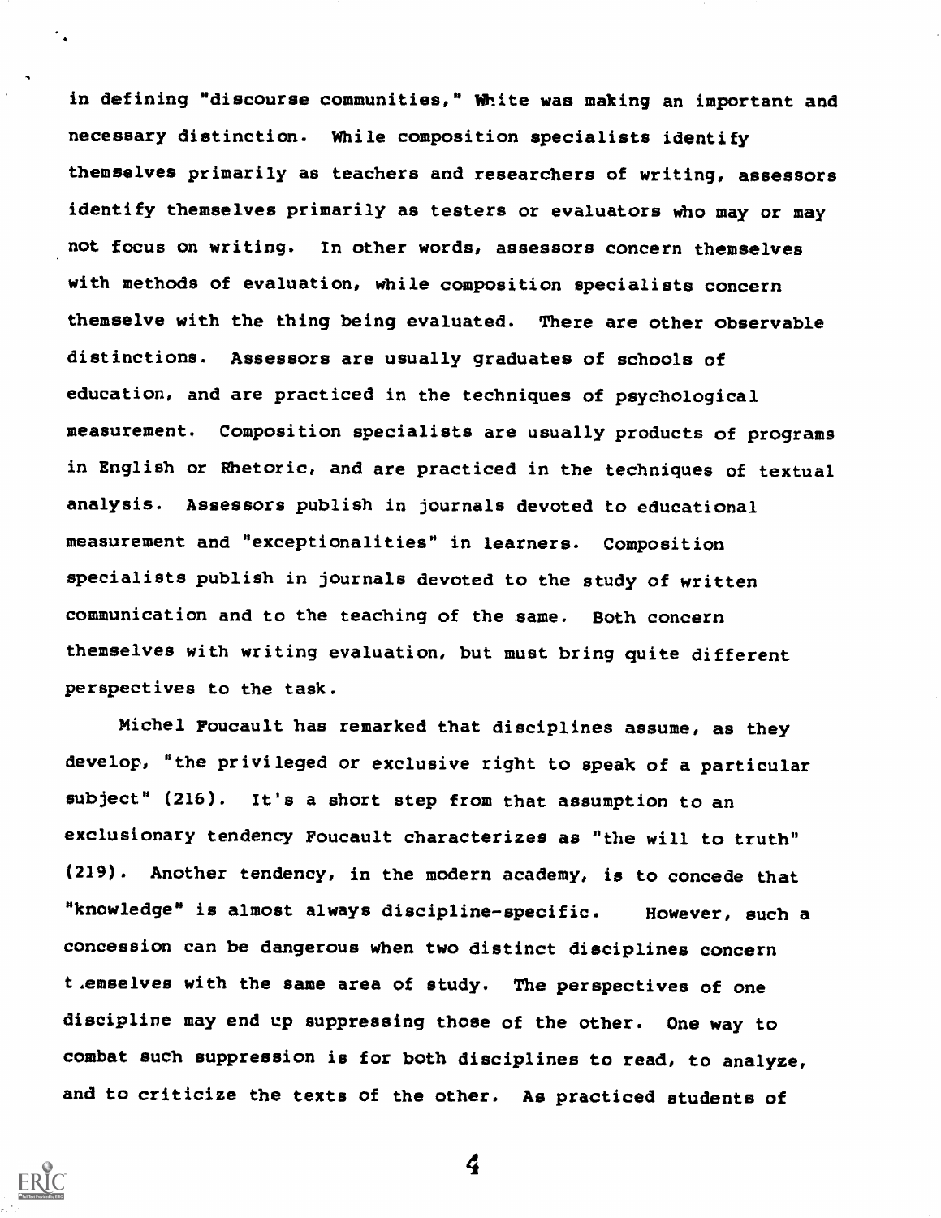in defining "discourse communities," White was making an important and necessary distinction. While composition specialists identify themselves primarily as teachers and researchers of writing, assessors identify themselves primarily as testers or evaluators who may or may not focus on writing. In other words, assessors concern themselves with methods of evaluation, while composition specialists concern themselve with the thing being evaluated. There are other observable distinctions. Assessors are usually graduates of schools of education, and are practiced in the techniques of psychological measurement. Composition specialists are usually products of programs in English or Rhetoric, and are practiced in the techniques of textual analysis. Assessors publish in journals devoted to educational measurement and "exceptionalities" in learners. Composition specialists publish in journals devoted to the study of written communication and to the teaching of the same. Both concern themselves with writing evaluation, but must bring quite different perspectives to the task.

Michel Foucault has remarked that disciplines assume, as they develop, "the privileged or exclusive right to speak of a particular subject" (216). It's a short step from that assumption to an exclusionary tendency Foucault characterizes as "the will to truth" (219). Another tendency, in the modern academy, is to concede that "knowledge" is almost always discipline-specific. However, such a concession can be dangerous when two distinct disciplines concern themselves with the same area of study. The perspectives of one discipline may end up suppressing those of the other. One way to combat such suppression is for both disciplines to read, to analyze, and to criticize the texts of the other. As practiced students of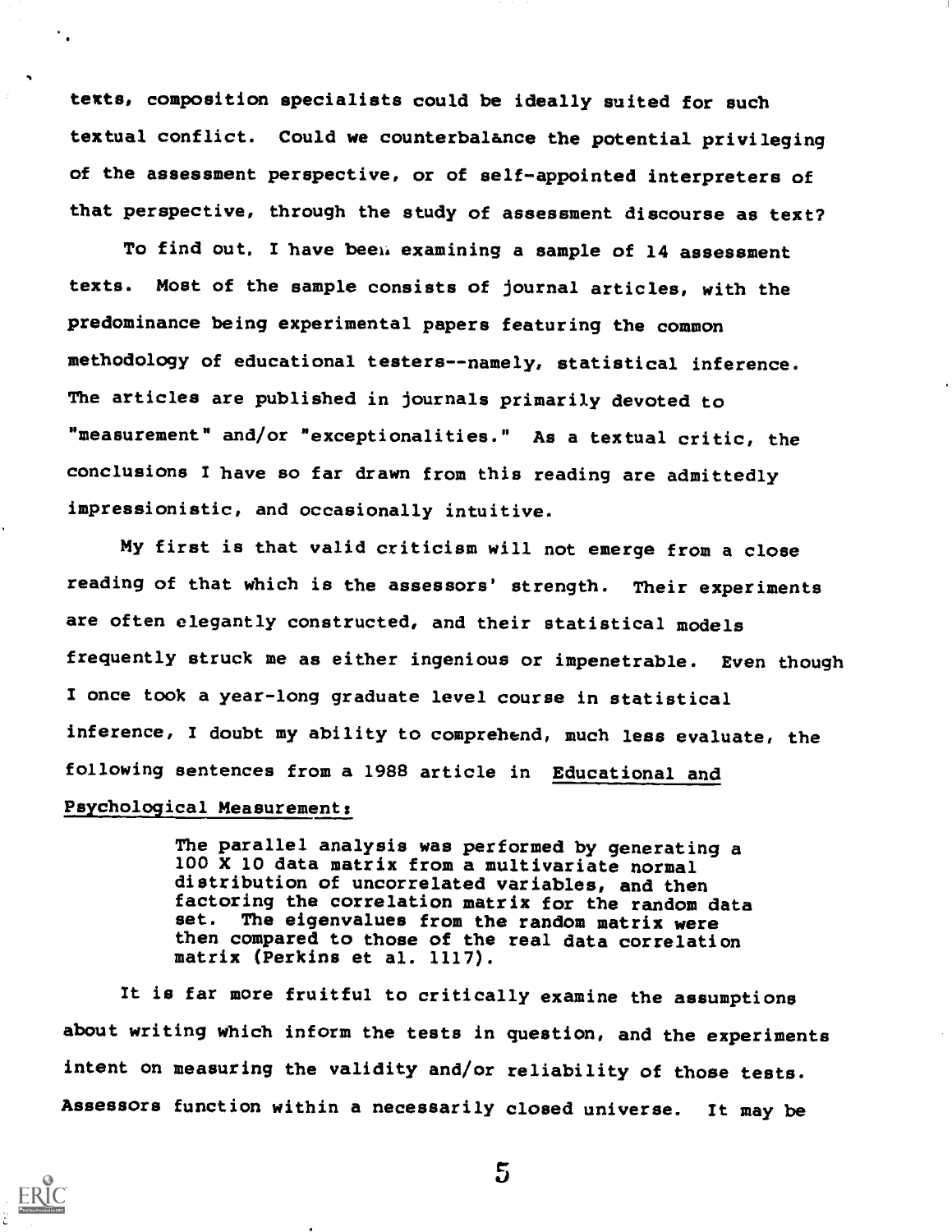texts, composition specialists could be ideally suited for such textual conflict. Could we counterbalance the potential privileging of the assessment perspective, or of self-appointed interpreters of that perspective, through the study of assessment discourse as text?

To find out, I have been examining a sample of 14 assessment texts. Most of the sample consists of journal articles, with the predominance being experimental papers featuring the common methodology of educational testers--namely, statistical inference. The articles are published in journals primarily devoted to "measurement" and/or "exceptionalities." As a textual critic, the conclusions I have so far drawn from this reading are admittedly impressionistic, and occasionally intuitive.

My first is that valid criticism will not emerge from a close reading of that which is the assessors' strength. Their experiments are often elegantly constructed, and their statistical models frequently struck me as either ingenious or impenetrable. Even though I once took a year-long graduate level course in statistical inference, I doubt my ability to comprehend, much less evaluate, the following sentences from a 1988 article in Educational and Psychological Measurement:

> The parallel analysis was performed by generating a 100 X 10 data matrix from a multivariate normal distribution of uncorrelated variables, and then factoring the correlation matrix for the random data set. The eigenvalues from the random matrix were then compared to those of the real data correlation matrix (Perkins et al. 1117).

It is far more fruitful to critically examine the assumptions about writing which inform the tests in question, and the experiments intent on measuring the validity and/or reliability of those tests. Assessors function within a necessarily closed universe. It may be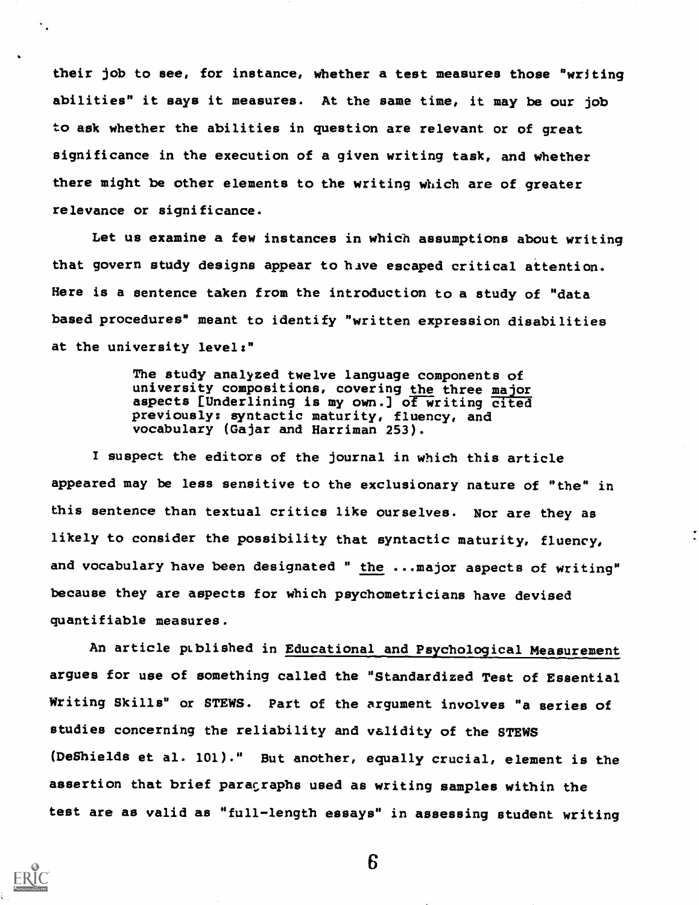their job to see, for instance, whether a test measures those "writing abilities" it says it measures. At the same time, it may be our job to ask whether the abilities in question are relevant or of great significance in the execution of a given writing task, and whether there might be other elements to the writing which are of greater relevance or significance.

Let us examine a few instances in which assumptions about writing that govern study designs appear to have escaped critical attention. Here is a sentence taken from the introduction to a study of "data based procedures" meant to identify "written expression disabilities at the university level:"

> The study analyzed twelve language components of university compositions, covering <u>the</u> three <u>major</u> aspects [Underlining is my own.] <u>of writing cited</u> previously: syntactic maturity, fluency, and vocabulary (Gajar and Harriman 253).

I suspect the editors of the journal in which this article appeared may be less sensitive to the exclusionary nature of "the" in this sentence than textual critics like ourselves. Nor are they as likely to consider the possibility that syntactic maturity, fluency, and vocabulary have been designated " <u>the</u> ...major aspects of writing" because they are aspects for which psychometricians have devised quantifiable measures.

An article published in <u>Educational and Psychological Measurement</u> argues for use of something called the "Standardized Test of Essential Writing Skills" or STEWS. Part of the argument involves "a series of studies concerning the reliability and validity of the STEWS (DeShields et al. 101)." But another, equally crucial, element is the assertion that brief paragraphs used as writing samples within the test are as valid as "full-length essays" in assessing student writing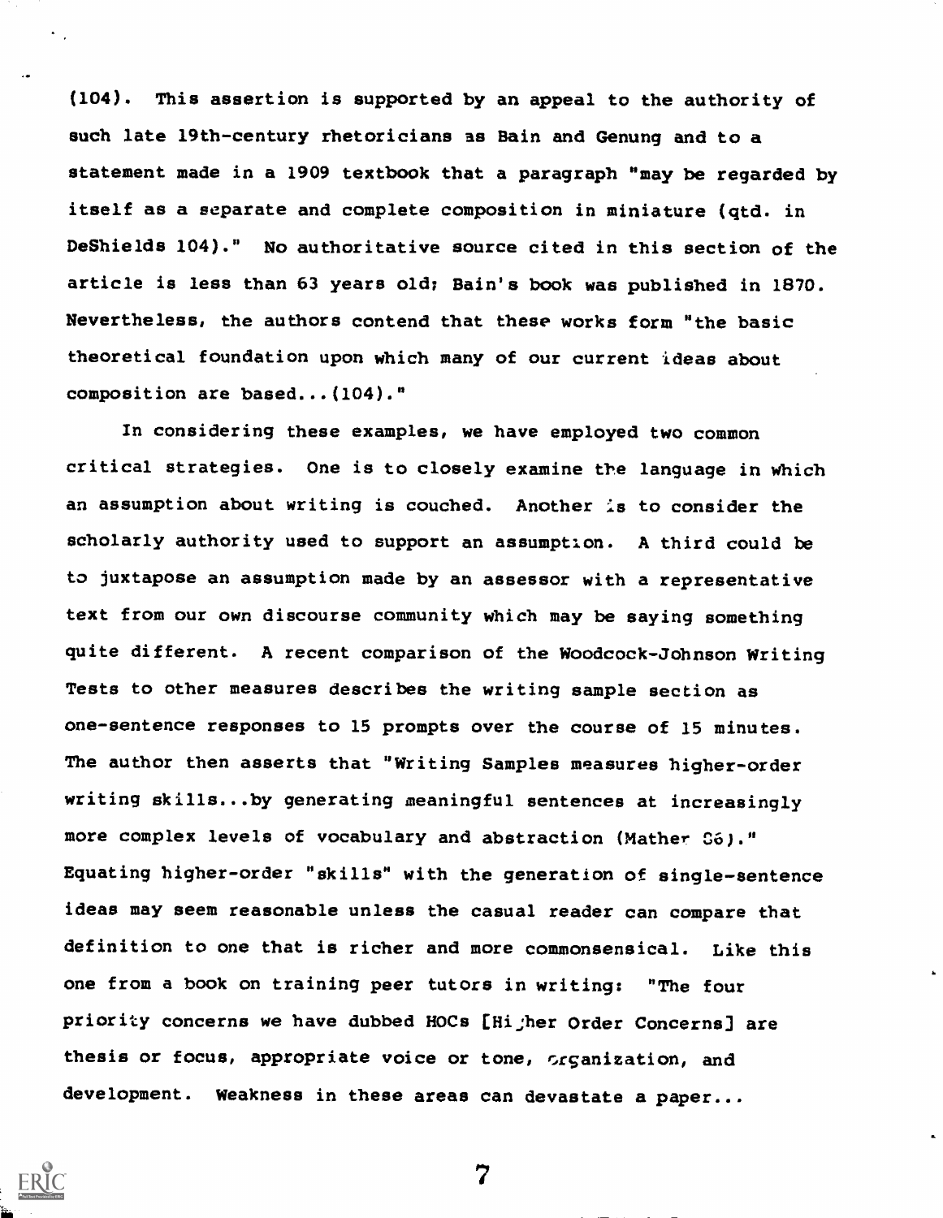(104). This assertion is supported by an appeal to the authority of such late 19th-century rhetoricians as Bain and Genung and to a statement made in a 1909 textbook that a paragraph "may be regarded by itself as a separate and complete composition in miniature (qtd. in DeShields 104)." No authoritative source cited in this section of the article is less than 63 years old; Bain's book was published in 1870. Nevertheless, the authors contend that these works form "the basic theoretical foundation upon which many of our current ideas about composition are based...(104)."

In considering these examples, we have employed two common critical strategies. One is to closely examine the language in which an assumption about writing is couched. Another is to consider the scholarly authority used to support an assumption. A third could be to juxtapose an assumption made by an assessor with a representative text from our own discourse community which may be saying something quite different. A recent comparison of the Woodcock-Johnson Writing Tests to other measures describes the writing sample section as one-sentence responses to 15 prompts over the course of 15 minutes. The author then asserts that "Writing Samples measures higher-order writing skills...by generating meaningful sentences at increasingly more complex levels of vocabulary and abstraction (Mather 56)." Equating higher-order "skills" with the generation of single-sentence ideas may seem reasonable unless the casual reader can compare that definition to one that is richer and more commonsensical. Like this one from a book on training peer tutors in writing: "The four priority concerns we have dubbed HOCs [Higher Order Concerns] are thesis or focus, appropriate voice or tone, organization, and development. Weakness in these areas can devastate a paper...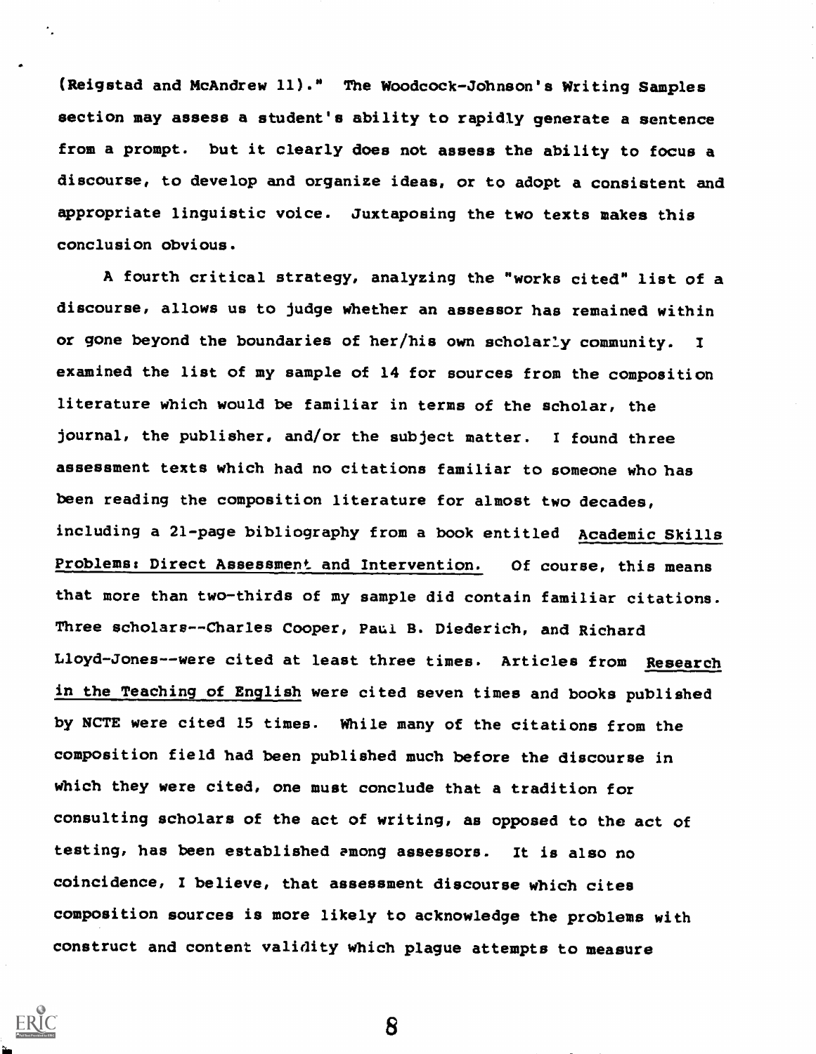(Reigstad and McAndrew 11)." The Woodcock-Johnson's Writing Samples section may assess a student's ability to rapidly generate a sentence from a prompt. but it clearly does not assess the ability to focus a discourse, to develop and organize ideas, or to adopt a consistent and appropriate linguistic voice. Juxtaposing the two texts makes this conclusion obvious.

A fourth critical strategy, analyzing the "works cited" list of a discourse, allows us to judge whether an assessor has remained within or gone beyond the boundaries of her/his own scholarly community. I examined the list of my sample of 14 for sources from the composition literature which would be familiar in terms of the scholar, the journal, the publisher, and/or the subject matter. I found three assessment texts which had no citations familiar to someone who has been reading the composition literature for almost two decades, including a 21-page bibliography from a book entitled Academic Skills Problems: Direct Assessment and Intervention. Of course, this means that more than two-thirds of my sample did contain familiar citations. Three scholars--Charles Cooper, Paul B. Diederich, and Richard Lloyd-Jones--were cited at least three times. Articles from Research in the Teaching of English were cited seven times and books published by NCTE were cited 15 times. While many of the citations from the composition field had been published much before the discourse in which they were cited, one must conclude that a tradition for consulting scholars of the act of writing, as opposed to the act of testing, has been established among assessors. It is also no coincidence, I believe, that assessment discourse which cites composition sources is more likely to acknowledge the problems with construct and content validity which plague attempts to measure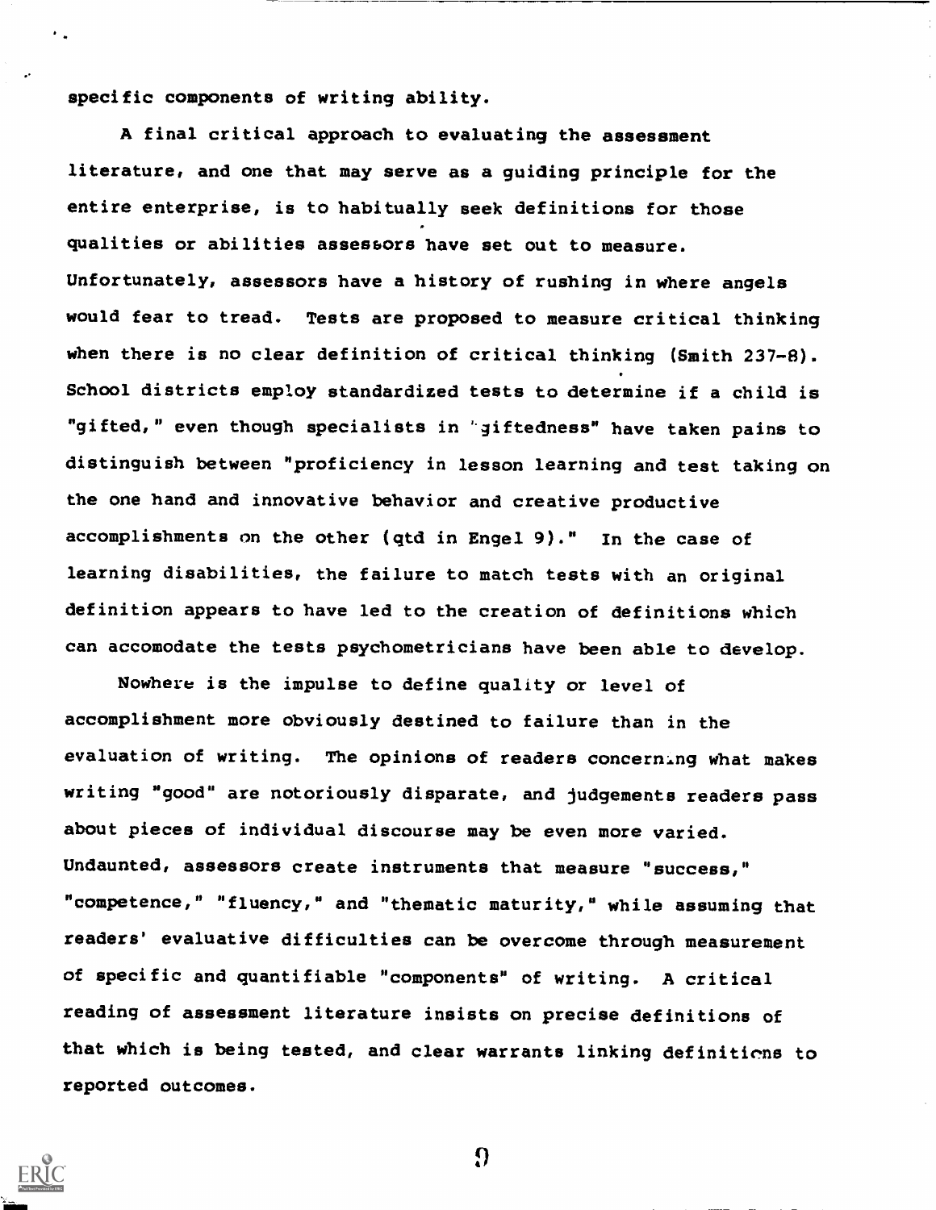specific components of writing ability.

A final critical approach to evaluating the assessment literature, and one that may serve as a guiding principle for the entire enterprise, is to habitually seek definitions for those qualities or abilities assessors have set out to measure. Unfortunately, assessors have a history of rushing in where angels would fear to tread. Tests are proposed to measure critical thinking when there is no clear definition of critical thinking (Smith 237-8). School districts employ standardized tests to determine if a child is "gifted," even though specialists in "giftedness" have taken pains to distinguish between "proficiency in lesson learning and test taking on the one hand and innovative behavior and creative productive accomplishments on the other (qtd in Engel 9)." In the case of learning disabilities, the failure to match tests with an original definition appears to have led to the creation of definitions which can accomodate the tests psychometricians have been able to develop.

Nowhere is the impulse to define quality or level of accomplishment more obviously destined to failure than in the evaluation of writing. The opinions of readers concerning what makes writing "good" are notoriously disparate, and judgements readers pass about pieces of individual discourse may be even more varied. Undaunted, assessors create instruments that measure "success," "competence," "fluency," and "thematic maturity," while assuming that readers' evaluative difficulties can be overcome through measurement of specific and quantifiable "components" of writing. A critical reading of assessment literature insists on precise definitions of that which is being tested, and clear warrants linking definitions to reported outcomes.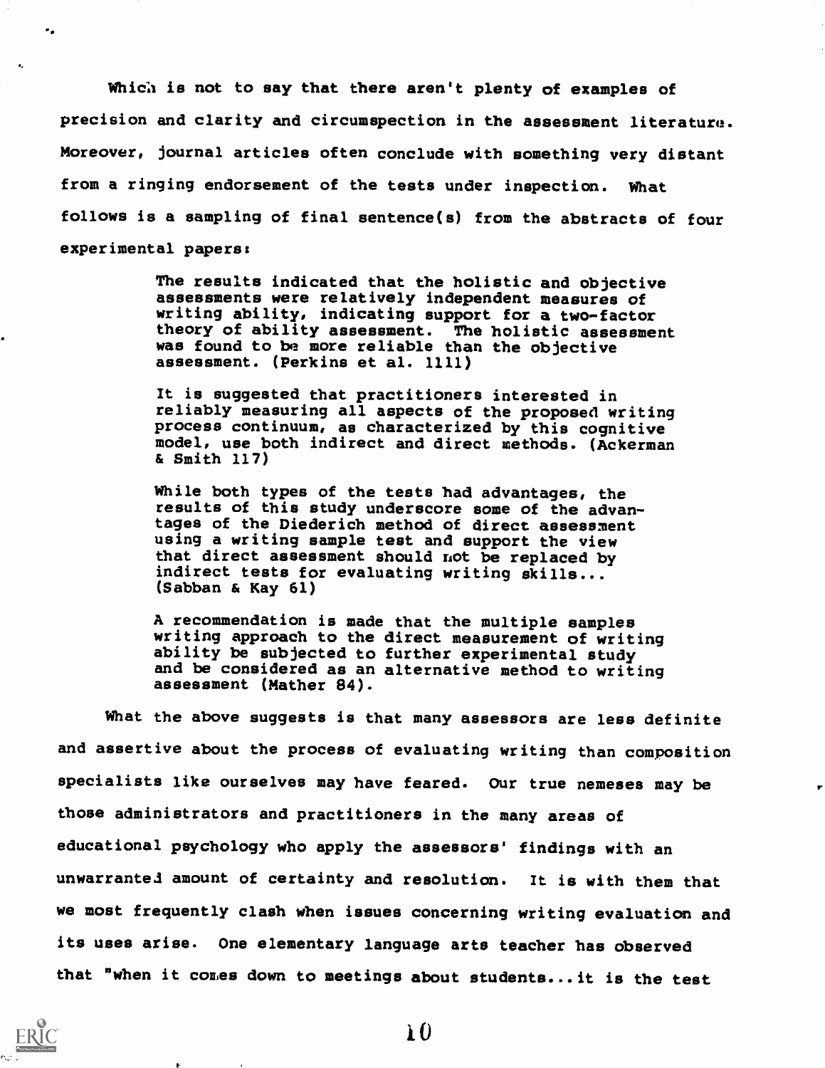Which is not to say that there aren't plenty of examples of precision and clarity and circumspection in the assessment literature. Moreover, journal articles often conclude with something very distant from a ringing endorsement of the tests under inspection. What follows is a sampling of final sentence(s) from the abstracts of four experimental papers:

> The results indicated that the holistic and objective assessments were relatively independent measures of writing ability, indicating support for a two-factor theory of ability assessment. The holistic assessment was found to be more reliable than the objective assessment. (Perkins et al. 1111)

> It is suggested that practitioners interested in reliably measuring all aspects of the proposed writing process continuum, as characterized by this cognitive model, use both indirect and direct methods. (Ackerman & Smith 117)

> While both types of the tests had advantages, the results of this study underscore some of the advantages of the Diederich method of direct assessment using a writing sample test and support the view that direct assessment should not be replaced by indirect tests for evaluating writing skills... (Sabban & Kay 61)

> A recommendation is made that the multiple samples writing approach to the direct measurement of writing ability be subjected to further experimental study and be considered as an alternative method to writing assessment (Mather 84).

What the above suggests is that many assessors are less definite and assertive about the process of evaluating writing than composition specialists like ourselves may have feared. Our true nemeses may be those administrators and practitioners in the many areas of educational psychology who apply the assessors' findings with an unwarranted amount of certainty and resolution. It is with them that we most frequently clash when issues concerning writing evaluation and its uses arise. One elementary language arts teacher has observed that "when it comes down to meetings about students...it is the test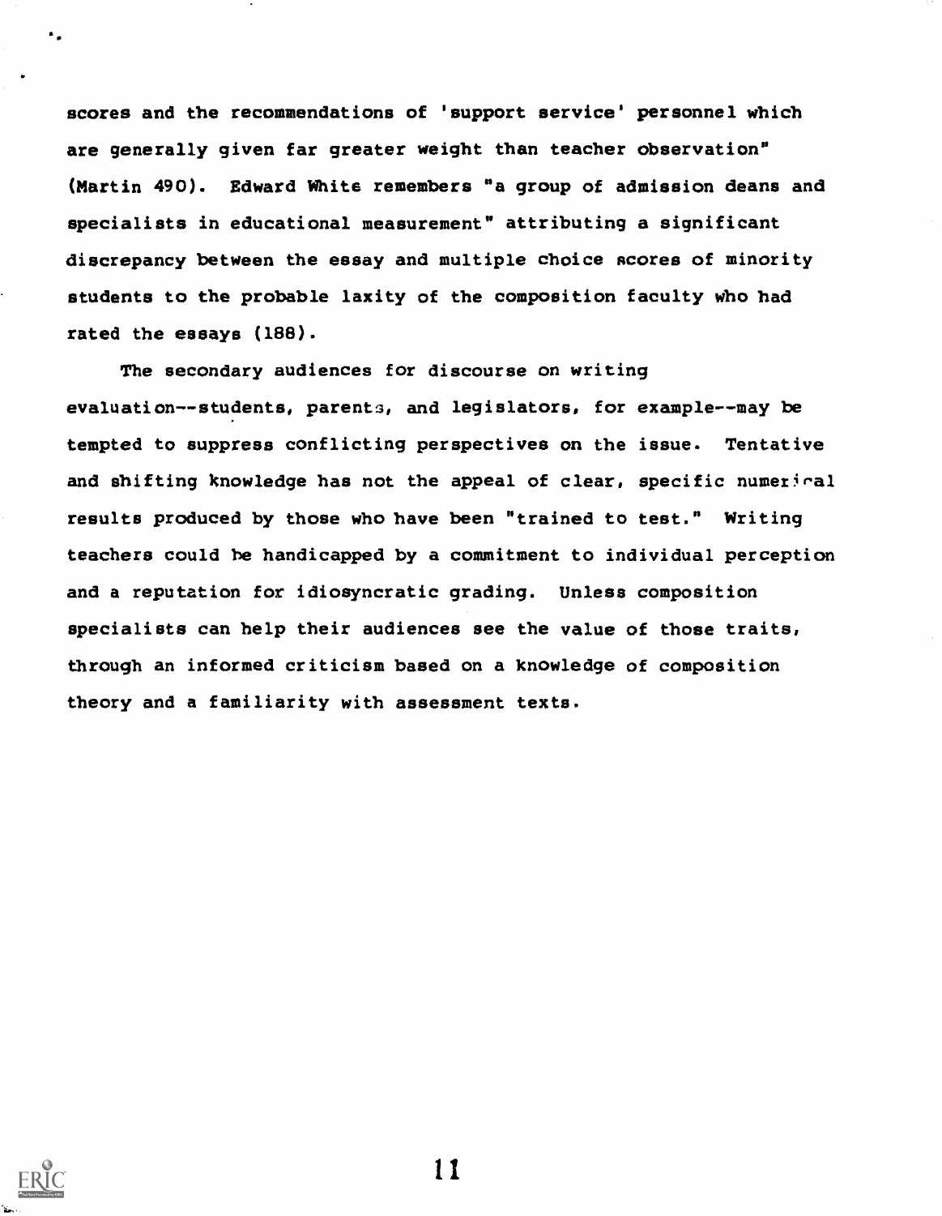scores and the recommendations of 'support service' personnel which are generally given far greater weight than teacher observation" (Martin 490). Edward White remembers "a group of admission deans and specialists in educational measurement" attributing a significant discrepancy between the essay and multiple choice scores of minority students to the probable laxity of the composition faculty who had rated the essays (188).

The secondary audiences for discourse on writing evaluation--students, parents, and legislators, for example--may be tempted to suppress conflicting perspectives on the issue. Tentative and shifting knowledge has not the appeal of clear, specific numerical results produced by those who have been "trained to test." Writing teachers could be handicapped by a commitment to individual perception and a reputation for idiosyncratic grading. Unless composition specialists can help their audiences see the value of those traits, through an informed criticism based on a knowledge of composition theory and a familiarity with assessment texts.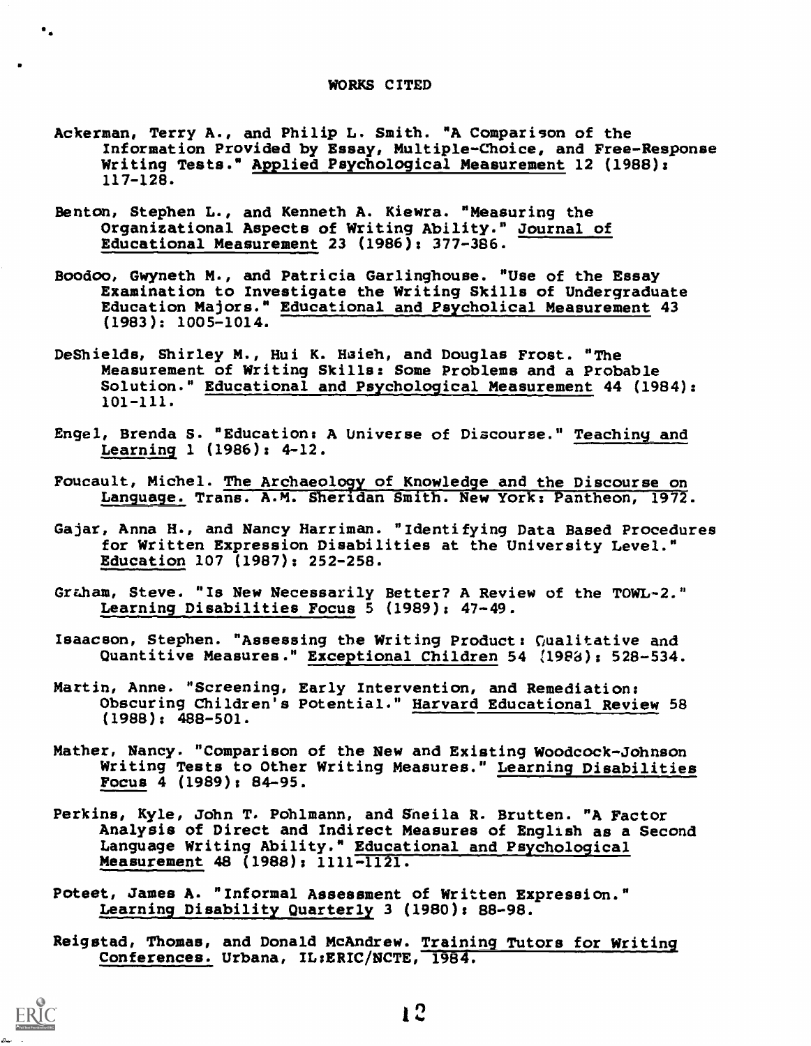# WORKS CITED

Ackerman, Terry A., and Philip L. Smith. "A Comparison of the Information Provided by Essay, Multiple-Choice, and Free-Response Writing Tests." Applied Psychological Measurement 12 (1988): 117-128.

Benton, Stephen L., and Kenneth A. Kiewra. "Measuring the Organizational Aspects of Writing Ability." Journal of Educational Measurement 23 (1986): 377-386.

Boodoo, Gwyneth M., and Patricia Garlinghouse. "Use of the Essay Examination to Investigate the Writing Skills of Undergraduate Education Majors." Educational and Psycholical Measurement 43 (1983): 1005-1014.

DeShields, Shirley M., Hui K. Hsieh, and Douglas Frost. "The Measurement of Writing Skills: Some Problems and a Probable Solution." Educational and Psychological Measurement 44 (1984): 101-111.

Engel, Brenda S. "Education: A Universe of Discourse." Teaching and Learning 1 (1986): 4-12.

Foucault, Michel. The Archaeology of Knowledge and the Discourse on Language. Trans. A.M. Sheridan Smith. New York: Pantheon, 1972.

Gajar, Anna H., and Nancy Harriman. "Identifying Data Based Procedures for Written Expression Disabilities at the University Level." Education 107 (1987): 252-258.

Graham, Steve. "Is New Necessarily Better? A Review of the TOWL-2." Learning Disabilities Focus 5 (1989): 47-49.

Isaacson, Stephen. "Assessing the Writing Product: Qualitative and Quantitive Measures." Exceptional Children 54 (1988): 528-534.

Martin, Anne. "Screening, Early Intervention, and Remediation: Obscuring Children's Potential." Harvard Educational Review 58 (1988): 488-501.

Mather, Nancy. "Comparison of the New and Existing Woodcock-Johnson Writing Tests to Other Writing Measures." Learning Disabilities Focus 4 (1989): 84-95.

Perkins, Kyle, John T. Pohlmann, and Sheila R. Brutten. "A Factor Analysis of Direct and Indirect Measures of English as a Second Language Writing Ability." Educational and Psychological Measurement 48 (1988): 1111-1121.

Poteet, James A. "Informal Assessment of Written Expression." Learning Disability Quarterly 3 (1980): 88-98.

Reigstad, Thomas, and Donald McAndrew. Training Tutors for Writing Conferences. Urbana, IL:ERIC/NCTE, 1984.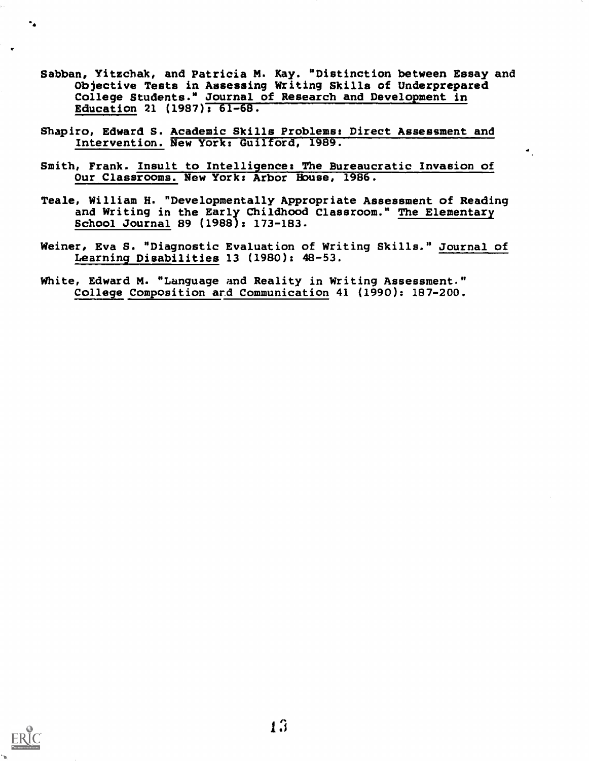Sabban, Yitzchak, and Patricia M. Kay. "Distinction between Essay and Objective Tests in Assessing Writing Skills of Underprepared College Students." Journal of Research and Development in Education 21 (1987): 61-68.

Shapiro, Edward S. Academic Skills Problems: Direct Assessment and Intervention. New York: Guilford, 1989.

Smith, Frank. Insult to Intelligence: The Bureaucratic Invasion of Our Classrooms. New York: Arbor House, 1986.

Teale, William H. "Developmentally Appropriate Assessment of Reading and Writing in the Early Childhood Classroom." The Elementary School Journal 89 (1988): 173-183.

Weiner, Eva S. "Diagnostic Evaluation of Writing Skills." Journal of Learning Disabilities 13 (1980): 48-53.

White, Edward M. "Language and Reality in Writing Assessment." College Composition and Communication 41 (1990): 187-200.